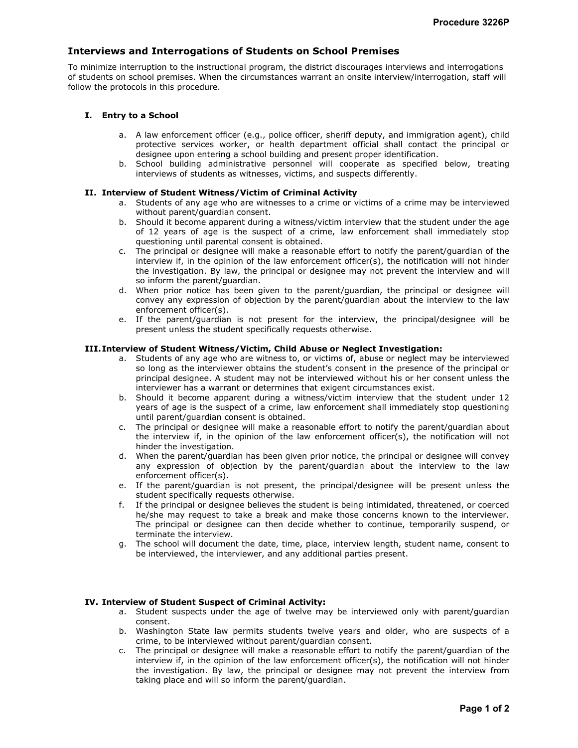# Interviews and Interrogations of Students on School Premises

To minimize interruption to the instructional program, the district discourages interviews and interrogations of students on school premises. When the circumstances warrant an onsite interview/interrogation, staff will follow the protocols in this procedure.

## I. Entry to a School

a. A law enforcement officer (e.g., police officer, sheriff deputy, and immigration agent), child protective services worker, or health department official shall contact the principal or designee upon entering a school building and present proper identification.

b. School building administrative personnel will cooperate as specified below, treating interviews of students as witnesses, victims, and suspects differently.

## II. Interview of Student Witness/Victim of Criminal Activity

a. Students of any age who are witnesses to a crime or victims of a crime may be interviewed without parent/guardian consent.

b. Should it become apparent during a witness/victim interview that the student under the age of 12 years of age is the suspect of a crime, law enforcement shall immediately stop questioning until parental consent is obtained.

c. The principal or designee will make a reasonable effort to notify the parent/guardian of the interview if, in the opinion of the law enforcement officer(s), the notification will not hinder the investigation. By law, the principal or designee may not prevent the interview and will so inform the parent/guardian.

d. When prior notice has been given to the parent/guardian, the principal or designee will convey any expression of objection by the parent/guardian about the interview to the law enforcement officer(s).

e. If the parent/guardian is not present for the interview, the principal/designee will be present unless the student specifically requests otherwise.

## III. Interview of Student Witness/Victim, Child Abuse or Neglect Investigation:

a. Students of any age who are witness to, or victims of, abuse or neglect may be interviewed so long as the interviewer obtains the student's consent in the presence of the principal or principal designee. A student may not be interviewed without his or her consent unless the interviewer has a warrant or determines that exigent circumstances exist.

b. Should it become apparent during a witness/victim interview that the student under 12 years of age is the suspect of a crime, law enforcement shall immediately stop questioning until parent/guardian consent is obtained.

c. The principal or designee will make a reasonable effort to notify the parent/guardian about the interview if, in the opinion of the law enforcement officer(s), the notification will not hinder the investigation.

d. When the parent/guardian has been given prior notice, the principal or designee will convey any expression of objection by the parent/guardian about the interview to the law enforcement officer(s).

e. If the parent/guardian is not present, the principal/designee will be present unless the student specifically requests otherwise.

f. If the principal or designee believes the student is being intimidated, threatened, or coerced he/she may request to take a break and make those concerns known to the interviewer. The principal or designee can then decide whether to continue, temporarily suspend, or terminate the interview.

g. The school will document the date, time, place, interview length, student name, consent to be interviewed, the interviewer, and any additional parties present.

## IV. Interview of Student Suspect of Criminal Activity:

a. Student suspects under the age of twelve may be interviewed only with parent/guardian consent.

b. Washington State law permits students twelve years and older, who are suspects of a crime, to be interviewed without parent/guardian consent.

c. The principal or designee will make a reasonable effort to notify the parent/guardian of the interview if, in the opinion of the law enforcement officer(s), the notification will not hinder the investigation. By law, the principal or designee may not prevent the interview from taking place and will so inform the parent/guardian.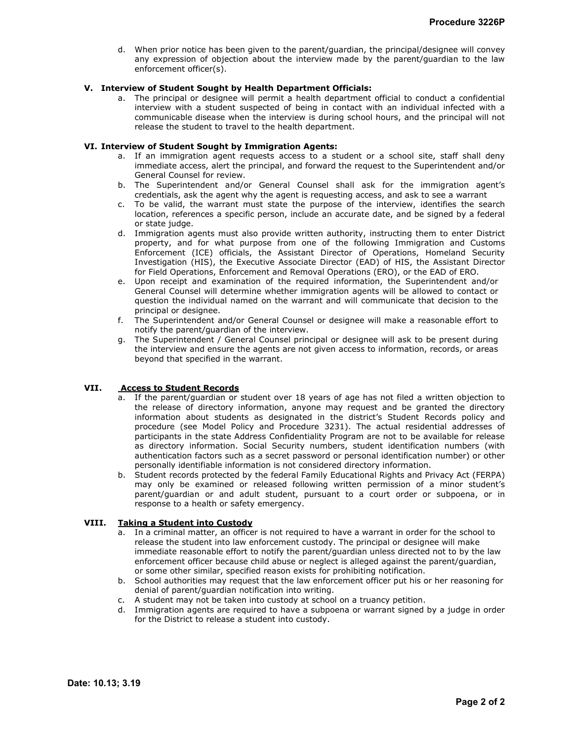d. When prior notice has been given to the parent/guardian, the principal/designee will convey any expression of objection about the interview made by the parent/guardian to the law enforcement officer(s).

### V. Interview of Student Sought by Health Department Officials:

a. The principal or designee will permit a health department official to conduct a confidential interview with a student suspected of being in contact with an individual infected with a communicable disease when the interview is during school hours, and the principal will not release the student to travel to the health department.

### VI. Interview of Student Sought by Immigration Agents:

a. If an immigration agent requests access to a student or a school site, staff shall deny immediate access, alert the principal, and forward the request to the Superintendent and/or General Counsel for review.
b. The Superintendent and/or General Counsel shall ask for the immigration agent's credentials, ask the agent why the agent is requesting access, and ask to see a warrant
c. To be valid, the warrant must state the purpose of the interview, identifies the search location, references a specific person, include an accurate date, and be signed by a federal or state judge.
d. Immigration agents must also provide written authority, instructing them to enter District property, and for what purpose from one of the following Immigration and Customs Enforcement (ICE) officials, the Assistant Director of Operations, Homeland Security Investigation (HIS), the Executive Associate Director (EAD) of HIS, the Assistant Director for Field Operations, Enforcement and Removal Operations (ERO), or the EAD of ERO.
e. Upon receipt and examination of the required information, the Superintendent and/or General Counsel will determine whether immigration agents will be allowed to contact or question the individual named on the warrant and will communicate that decision to the principal or designee.
f. The Superintendent and/or General Counsel or designee will make a reasonable effort to notify the parent/guardian of the interview.
g. The Superintendent / General Counsel principal or designee will ask to be present during the interview and ensure the agents are not given access to information, records, or areas beyond that specified in the warrant.

### VII. <u>Access to Student Records</u>

a. If the parent/guardian or student over 18 years of age has not filed a written objection to the release of directory information, anyone may request and be granted the directory information about students as designated in the district's Student Records policy and procedure (see Model Policy and Procedure 3231). The actual residential addresses of participants in the state Address Confidentiality Program are not to be available for release as directory information. Social Security numbers, student identification numbers (with authentication factors such as a secret password or personal identification number) or other personally identifiable information is not considered directory information.
b. Student records protected by the federal Family Educational Rights and Privacy Act (FERPA) may only be examined or released following written permission of a minor student's parent/guardian or and adult student, pursuant to a court order or subpoena, or in response to a health or safety emergency.

### VIII. <u>Taking a Student into Custody</u>

a. In a criminal matter, an officer is not required to have a warrant in order for the school to release the student into law enforcement custody. The principal or designee will make immediate reasonable effort to notify the parent/guardian unless directed not to by the law enforcement officer because child abuse or neglect is alleged against the parent/guardian, or some other similar, specified reason exists for prohibiting notification.
b. School authorities may request that the law enforcement officer put his or her reasoning for denial of parent/guardian notification into writing.
c. A student may not be taken into custody at school on a truancy petition.
d. Immigration agents are required to have a subpoena or warrant signed by a judge in order for the District to release a student into custody.

**Date: 10.13; 3.19**